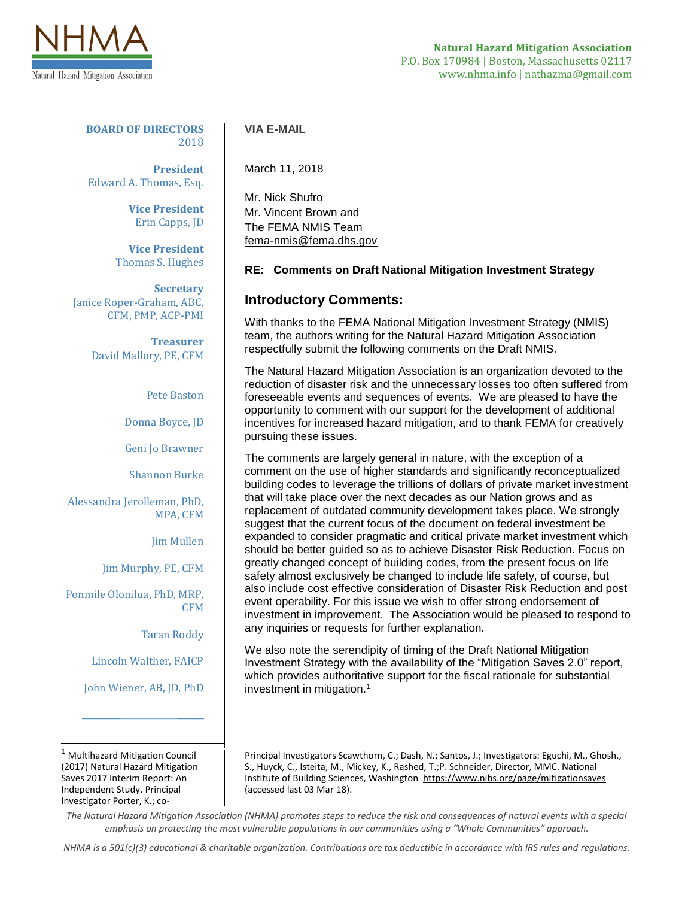**Natural Hazard Mitigation Association**
P.O. Box 170984 | Boston, Massachusetts 02117
www.nhma.info | nathazma@gmail.com

**BOARD OF DIRECTORS**
2018

**President**
Edward A. Thomas, Esq.

**Vice President**
Erin Capps, JD

**Vice President**
Thomas S. Hughes

**Secretary**
Janice Roper-Graham, ABC, CFM, PMP, ACP-PMI

**Treasurer**
David Mallory, PE, CFM

Pete Baston

Donna Boyce, JD

Geni Jo Brawner

Shannon Burke

Alessandra Jerolleman, PhD, MPA, CFM

Jim Mullen

Jim Murphy, PE, CFM

Ponmile Olonilua, PhD, MRP, CFM

Taran Roddy

Lincoln Walther, FAICP

John Wiener, AB, JD, PhD

**VIA E-MAIL**

March 11, 2018

Mr. Nick Shufro
Mr. Vincent Brown and
The FEMA NMIS Team
fema-nmis@fema.dhs.gov

**RE: Comments on Draft National Mitigation Investment Strategy**

## Introductory Comments:

With thanks to the FEMA National Mitigation Investment Strategy (NMIS) team, the authors writing for the Natural Hazard Mitigation Association respectfully submit the following comments on the Draft NMIS.

The Natural Hazard Mitigation Association is an organization devoted to the reduction of disaster risk and the unnecessary losses too often suffered from foreseeable events and sequences of events. We are pleased to have the opportunity to comment with our support for the development of additional incentives for increased hazard mitigation, and to thank FEMA for creatively pursuing these issues.

The comments are largely general in nature, with the exception of a comment on the use of higher standards and significantly reconceptualized building codes to leverage the trillions of dollars of private market investment that will take place over the next decades as our Nation grows and as replacement of outdated community development takes place. We strongly suggest that the current focus of the document on federal investment be expanded to consider pragmatic and critical private market investment which should be better guided so as to achieve Disaster Risk Reduction. Focus on greatly changed concept of building codes, from the present focus on life safety almost exclusively be changed to include life safety, of course, but also include cost effective consideration of Disaster Risk Reduction and post event operability. For this issue we wish to offer strong endorsement of investment in improvement. The Association would be pleased to respond to any inquiries or requests for further explanation.

We also note the serendipity of timing of the Draft National Mitigation Investment Strategy with the availability of the "Mitigation Saves 2.0" report, which provides authoritative support for the fiscal rationale for substantial investment in mitigation.[1]

---

[1] Multihazard Mitigation Council (2017) Natural Hazard Mitigation Saves 2017 Interim Report: An Independent Study. Principal Investigator Porter, K.; co-Principal Investigators Scawthorn, C.; Dash, N.; Santos, J.; Investigators: Eguchi, M., Ghosh., S., Huyck, C., Isteita, M., Mickey, K., Rashed, T.;P. Schneider, Director, MMC. National Institute of Building Sciences, Washington https://www.nibs.org/page/mitigationsaves (accessed last 03 Mar 18).

*The Natural Hazard Mitigation Association (NHMA) promotes steps to reduce the risk and consequences of natural events with a special emphasis on protecting the most vulnerable populations in our communities using a "Whole Communities" approach.*

*NHMA is a 501(c)(3) educational & charitable organization. Contributions are tax deductible in accordance with IRS rules and regulations.*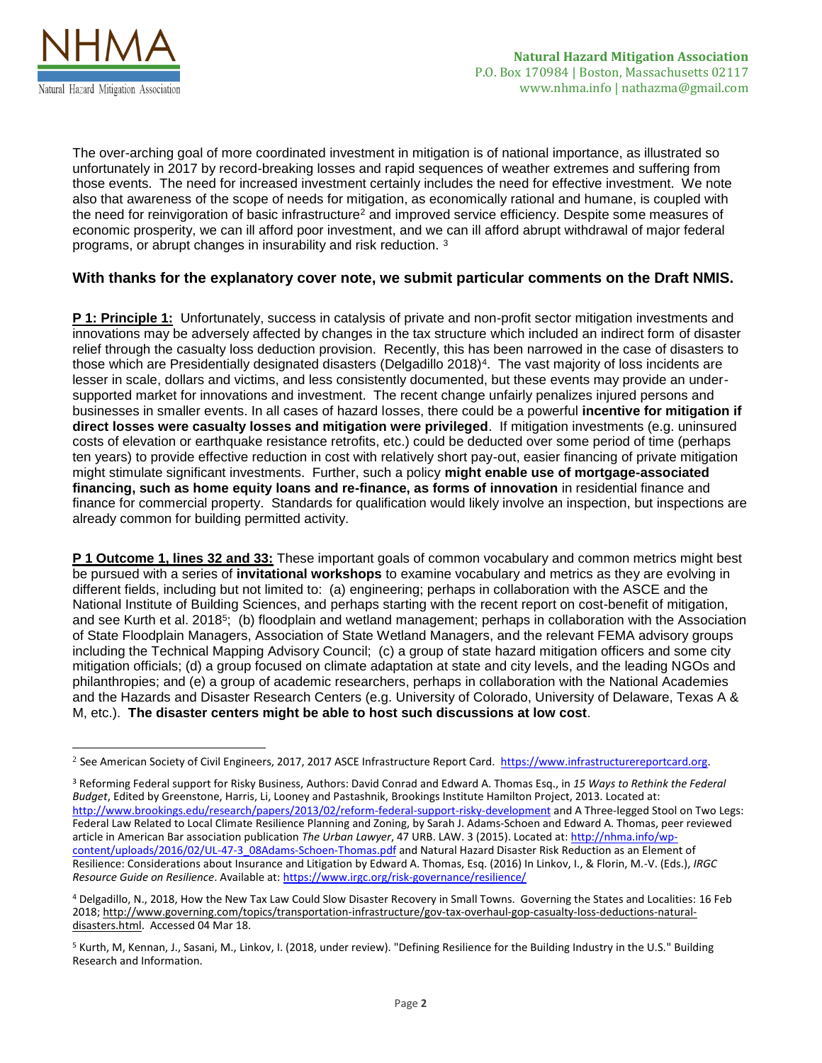The over-arching goal of more coordinated investment in mitigation is of national importance, as illustrated so unfortunately in 2017 by record-breaking losses and rapid sequences of weather extremes and suffering from those events. The need for increased investment certainly includes the need for effective investment. We note also that awareness of the scope of needs for mitigation, as economically rational and humane, is coupled with the need for reinvigoration of basic infrastructure[2] and improved service efficiency. Despite some measures of economic prosperity, we can ill afford poor investment, and we can ill afford abrupt withdrawal of major federal programs, or abrupt changes in insurability and risk reduction. [3]

### With thanks for the explanatory cover note, we submit particular comments on the Draft NMIS.

**P 1: Principle 1:** Unfortunately, success in catalysis of private and non-profit sector mitigation investments and innovations may be adversely affected by changes in the tax structure which included an indirect form of disaster relief through the casualty loss deduction provision. Recently, this has been narrowed in the case of disasters to those which are Presidentially designated disasters (Delgadillo 2018)[4]. The vast majority of loss incidents are lesser in scale, dollars and victims, and less consistently documented, but these events may provide an under-supported market for innovations and investment. The recent change unfairly penalizes injured persons and businesses in smaller events. In all cases of hazard losses, there could be a powerful **incentive for mitigation if direct losses were casualty losses and mitigation were privileged**. If mitigation investments (e.g. uninsured costs of elevation or earthquake resistance retrofits, etc.) could be deducted over some period of time (perhaps ten years) to provide effective reduction in cost with relatively short pay-out, easier financing of private mitigation might stimulate significant investments. Further, such a policy **might enable use of mortgage-associated financing, such as home equity loans and re-finance, as forms of innovation** in residential finance and finance for commercial property. Standards for qualification would likely involve an inspection, but inspections are already common for building permitted activity.

**P 1 Outcome 1, lines 32 and 33:** These important goals of common vocabulary and common metrics might best be pursued with a series of **invitational workshops** to examine vocabulary and metrics as they are evolving in different fields, including but not limited to: (a) engineering; perhaps in collaboration with the ASCE and the National Institute of Building Sciences, and perhaps starting with the recent report on cost-benefit of mitigation, and see Kurth et al. 2018[5]; (b) floodplain and wetland management; perhaps in collaboration with the Association of State Floodplain Managers, Association of State Wetland Managers, and the relevant FEMA advisory groups including the Technical Mapping Advisory Council; (c) a group of state hazard mitigation officers and some city mitigation officials; (d) a group focused on climate adaptation at state and city levels, and the leading NGOs and philanthropies; and (e) a group of academic researchers, perhaps in collaboration with the National Academies and the Hazards and Disaster Research Centers (e.g. University of Colorado, University of Delaware, Texas A & M, etc.). **The disaster centers might be able to host such discussions at low cost**.

---

[2] See American Society of Civil Engineers, 2017, 2017 ASCE Infrastructure Report Card. https://www.infrastructurereportcard.org.

[3] Reforming Federal support for Risky Business, Authors: David Conrad and Edward A. Thomas Esq., in *15 Ways to Rethink the Federal Budget*, Edited by Greenstone, Harris, Li, Looney and Pastashnik, Brookings Institute Hamilton Project, 2013. Located at: http://www.brookings.edu/research/papers/2013/02/reform-federal-support-risky-development and A Three-legged Stool on Two Legs: Federal Law Related to Local Climate Resilience Planning and Zoning, by Sarah J. Adams-Schoen and Edward A. Thomas, peer reviewed article in American Bar association publication *The Urban Lawyer*, 47 URB. LAW. 3 (2015). Located at: http://nhma.info/wp-content/uploads/2016/02/UL-47-3_08Adams-Schoen-Thomas.pdf and Natural Hazard Disaster Risk Reduction as an Element of Resilience: Considerations about Insurance and Litigation by Edward A. Thomas, Esq. (2016) In Linkov, I., & Florin, M.-V. (Eds.), *IRGC Resource Guide on Resilience*. Available at: https://www.irgc.org/risk-governance/resilience/

[4] Delgadillo, N., 2018, How the New Tax Law Could Slow Disaster Recovery in Small Towns. Governing the States and Localities: 16 Feb 2018; http://www.governing.com/topics/transportation-infrastructure/gov-tax-overhaul-gop-casualty-loss-deductions-natural-disasters.html. Accessed 04 Mar 18.

[5] Kurth, M, Kennan, J., Sasani, M., Linkov, I. (2018, under review). "Defining Resilience for the Building Industry in the U.S." Building Research and Information.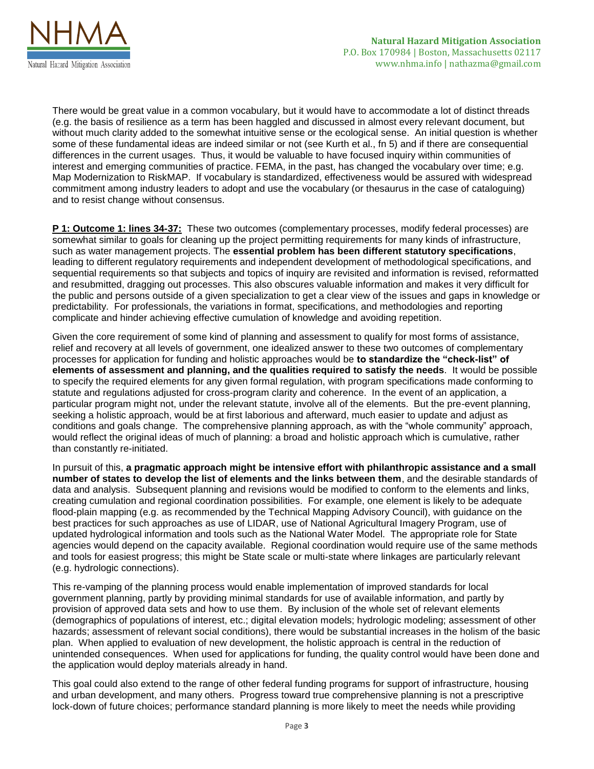There would be great value in a common vocabulary, but it would have to accommodate a lot of distinct threads (e.g. the basis of resilience as a term has been haggled and discussed in almost every relevant document, but without much clarity added to the somewhat intuitive sense or the ecological sense. An initial question is whether some of these fundamental ideas are indeed similar or not (see Kurth et al., fn 5) and if there are consequential differences in the current usages. Thus, it would be valuable to have focused inquiry within communities of interest and emerging communities of practice. FEMA, in the past, has changed the vocabulary over time; e.g. Map Modernization to RiskMAP. If vocabulary is standardized, effectiveness would be assured with widespread commitment among industry leaders to adopt and use the vocabulary (or thesaurus in the case of cataloguing) and to resist change without consensus.

**P 1: Outcome 1: lines 34-37:** These two outcomes (complementary processes, modify federal processes) are somewhat similar to goals for cleaning up the project permitting requirements for many kinds of infrastructure, such as water management projects. The **essential problem has been different statutory specifications**, leading to different regulatory requirements and independent development of methodological specifications, and sequential requirements so that subjects and topics of inquiry are revisited and information is revised, reformatted and resubmitted, dragging out processes. This also obscures valuable information and makes it very difficult for the public and persons outside of a given specialization to get a clear view of the issues and gaps in knowledge or predictability. For professionals, the variations in format, specifications, and methodologies and reporting complicate and hinder achieving effective cumulation of knowledge and avoiding repetition.

Given the core requirement of some kind of planning and assessment to qualify for most forms of assistance, relief and recovery at all levels of government, one idealized answer to these two outcomes of complementary processes for application for funding and holistic approaches would be **to standardize the "check-list" of elements of assessment and planning, and the qualities required to satisfy the needs**. It would be possible to specify the required elements for any given formal regulation, with program specifications made conforming to statute and regulations adjusted for cross-program clarity and coherence. In the event of an application, a particular program might not, under the relevant statute, involve all of the elements. But the pre-event planning, seeking a holistic approach, would be at first laborious and afterward, much easier to update and adjust as conditions and goals change. The comprehensive planning approach, as with the "whole community" approach, would reflect the original ideas of much of planning: a broad and holistic approach which is cumulative, rather than constantly re-initiated.

In pursuit of this, **a pragmatic approach might be intensive effort with philanthropic assistance and a small number of states to develop the list of elements and the links between them**, and the desirable standards of data and analysis. Subsequent planning and revisions would be modified to conform to the elements and links, creating cumulation and regional coordination possibilities. For example, one element is likely to be adequate flood-plain mapping (e.g. as recommended by the Technical Mapping Advisory Council), with guidance on the best practices for such approaches as use of LIDAR, use of National Agricultural Imagery Program, use of updated hydrological information and tools such as the National Water Model. The appropriate role for State agencies would depend on the capacity available. Regional coordination would require use of the same methods and tools for easiest progress; this might be State scale or multi-state where linkages are particularly relevant (e.g. hydrologic connections).

This re-vamping of the planning process would enable implementation of improved standards for local government planning, partly by providing minimal standards for use of available information, and partly by provision of approved data sets and how to use them. By inclusion of the whole set of relevant elements (demographics of populations of interest, etc.; digital elevation models; hydrologic modeling; assessment of other hazards; assessment of relevant social conditions), there would be substantial increases in the holism of the basic plan. When applied to evaluation of new development, the holistic approach is central in the reduction of unintended consequences. When used for applications for funding, the quality control would have been done and the application would deploy materials already in hand.

This goal could also extend to the range of other federal funding programs for support of infrastructure, housing and urban development, and many others. Progress toward true comprehensive planning is not a prescriptive lock-down of future choices; performance standard planning is more likely to meet the needs while providing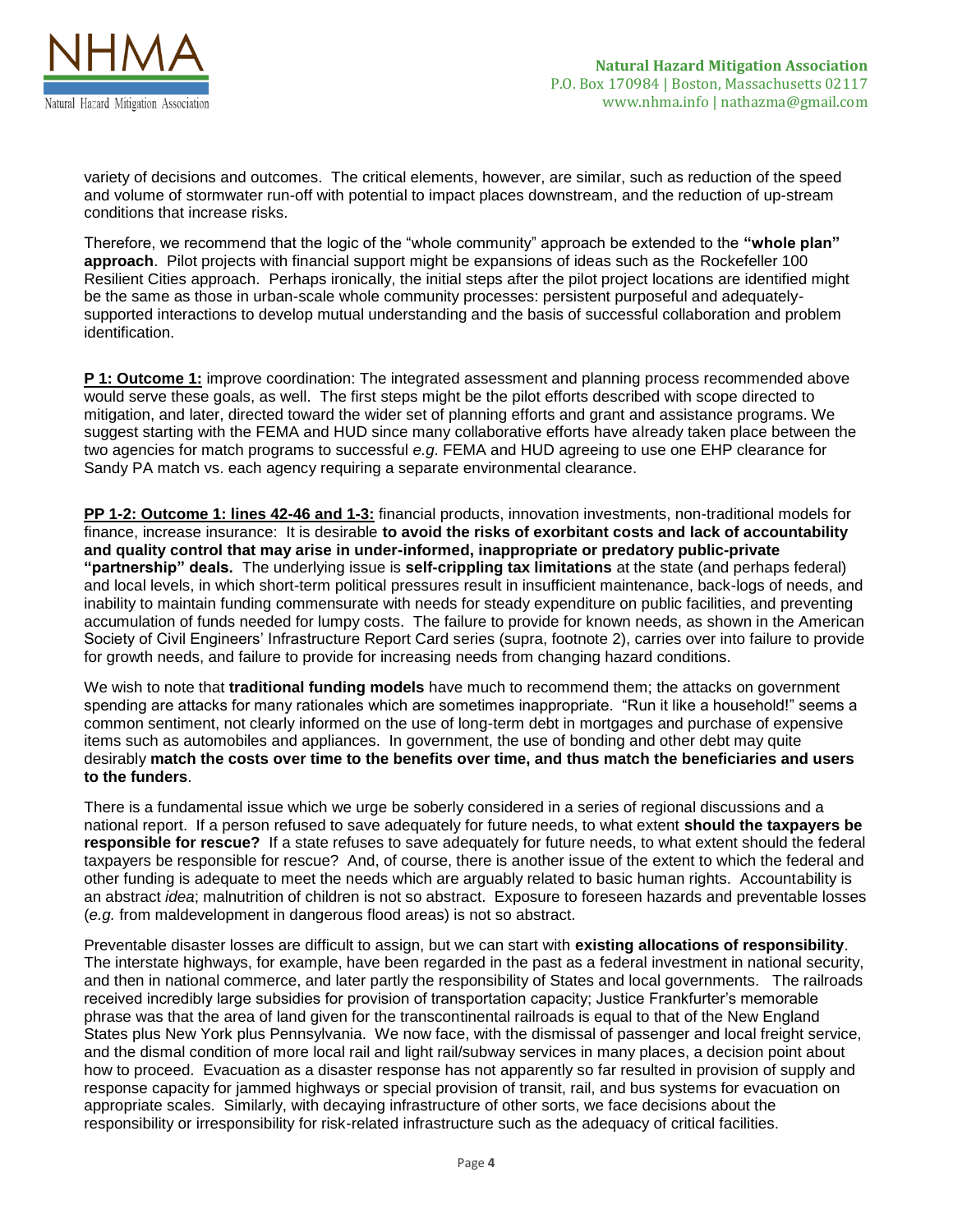variety of decisions and outcomes. The critical elements, however, are similar, such as reduction of the speed and volume of stormwater run-off with potential to impact places downstream, and the reduction of up-stream conditions that increase risks.

Therefore, we recommend that the logic of the "whole community" approach be extended to the **"whole plan" approach**. Pilot projects with financial support might be expansions of ideas such as the Rockefeller 100 Resilient Cities approach. Perhaps ironically, the initial steps after the pilot project locations are identified might be the same as those in urban-scale whole community processes: persistent purposeful and adequately-supported interactions to develop mutual understanding and the basis of successful collaboration and problem identification.

**P 1: Outcome 1:** improve coordination: The integrated assessment and planning process recommended above would serve these goals, as well. The first steps might be the pilot efforts described with scope directed to mitigation, and later, directed toward the wider set of planning efforts and grant and assistance programs. We suggest starting with the FEMA and HUD since many collaborative efforts have already taken place between the two agencies for match programs to successful *e.g.* FEMA and HUD agreeing to use one EHP clearance for Sandy PA match vs. each agency requiring a separate environmental clearance.

**PP 1-2: Outcome 1: lines 42-46 and 1-3:** financial products, innovation investments, non-traditional models for finance, increase insurance: It is desirable **to avoid the risks of exorbitant costs and lack of accountability and quality control that may arise in under-informed, inappropriate or predatory public-private "partnership" deals.** The underlying issue is **self-crippling tax limitations** at the state (and perhaps federal) and local levels, in which short-term political pressures result in insufficient maintenance, back-logs of needs, and inability to maintain funding commensurate with needs for steady expenditure on public facilities, and preventing accumulation of funds needed for lumpy costs. The failure to provide for known needs, as shown in the American Society of Civil Engineers' Infrastructure Report Card series (supra, footnote 2), carries over into failure to provide for growth needs, and failure to provide for increasing needs from changing hazard conditions.

We wish to note that **traditional funding models** have much to recommend them; the attacks on government spending are attacks for many rationales which are sometimes inappropriate. "Run it like a household!" seems a common sentiment, not clearly informed on the use of long-term debt in mortgages and purchase of expensive items such as automobiles and appliances. In government, the use of bonding and other debt may quite desirably **match the costs over time to the benefits over time, and thus match the beneficiaries and users to the funders**.

There is a fundamental issue which we urge be soberly considered in a series of regional discussions and a national report. If a person refused to save adequately for future needs, to what extent **should the taxpayers be responsible for rescue?** If a state refuses to save adequately for future needs, to what extent should the federal taxpayers be responsible for rescue? And, of course, there is another issue of the extent to which the federal and other funding is adequate to meet the needs which are arguably related to basic human rights. Accountability is an abstract *idea*; malnutrition of children is not so abstract. Exposure to foreseen hazards and preventable losses (*e.g.* from maldevelopment in dangerous flood areas) is not so abstract.

Preventable disaster losses are difficult to assign, but we can start with **existing allocations of responsibility**. The interstate highways, for example, have been regarded in the past as a federal investment in national security, and then in national commerce, and later partly the responsibility of States and local governments. The railroads received incredibly large subsidies for provision of transportation capacity; Justice Frankfurter's memorable phrase was that the area of land given for the transcontinental railroads is equal to that of the New England States plus New York plus Pennsylvania. We now face, with the dismissal of passenger and local freight service, and the dismal condition of more local rail and light rail/subway services in many places, a decision point about how to proceed. Evacuation as a disaster response has not apparently so far resulted in provision of supply and response capacity for jammed highways or special provision of transit, rail, and bus systems for evacuation on appropriate scales. Similarly, with decaying infrastructure of other sorts, we face decisions about the responsibility or irresponsibility for risk-related infrastructure such as the adequacy of critical facilities.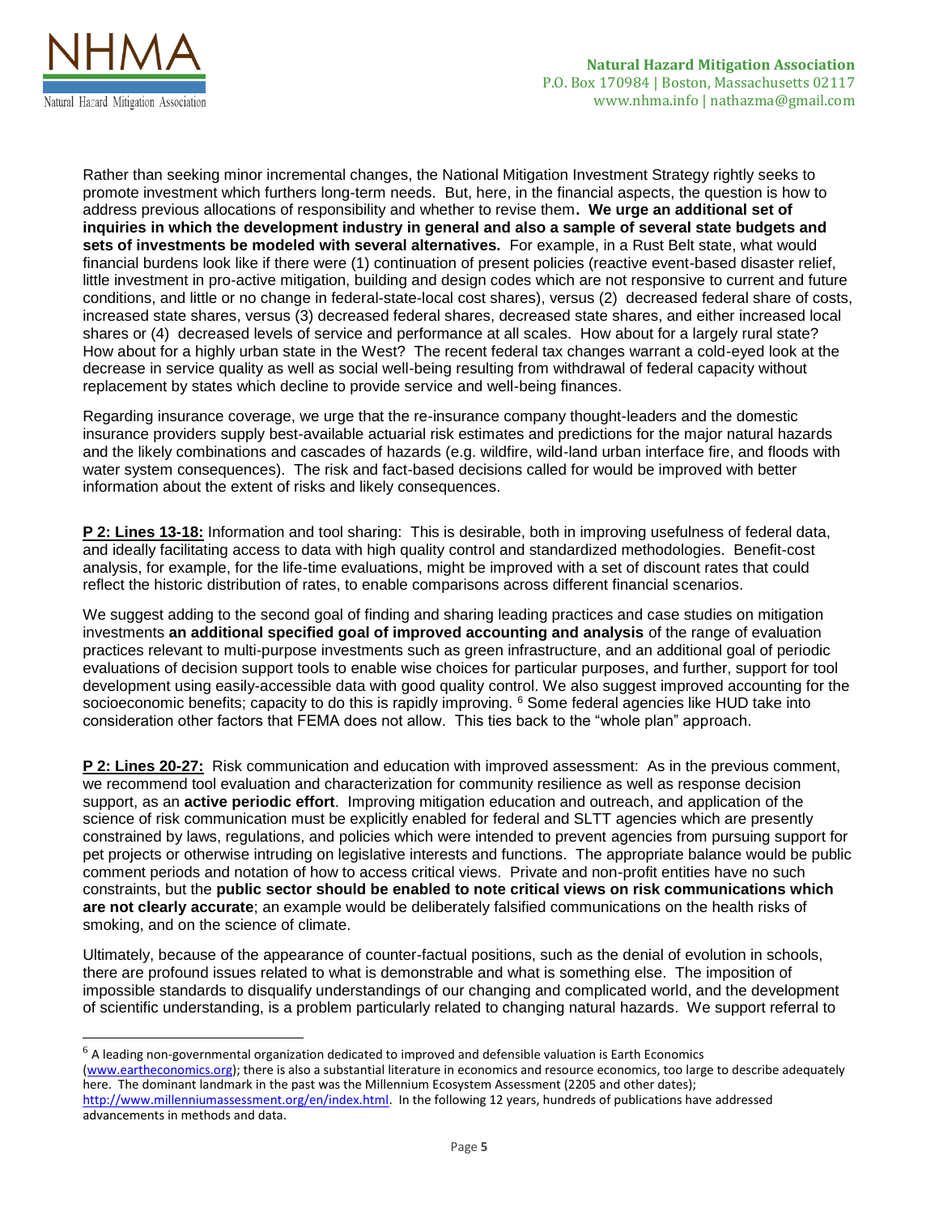Rather than seeking minor incremental changes, the National Mitigation Investment Strategy rightly seeks to promote investment which furthers long-term needs. But, here, in the financial aspects, the question is how to address previous allocations of responsibility and whether to revise them**. We urge an additional set of inquiries in which the development industry in general and also a sample of several state budgets and sets of investments be modeled with several alternatives.** For example, in a Rust Belt state, what would financial burdens look like if there were (1) continuation of present policies (reactive event-based disaster relief, little investment in pro-active mitigation, building and design codes which are not responsive to current and future conditions, and little or no change in federal-state-local cost shares), versus (2) decreased federal share of costs, increased state shares, versus (3) decreased federal shares, decreased state shares, and either increased local shares or (4) decreased levels of service and performance at all scales. How about for a largely rural state? How about for a highly urban state in the West? The recent federal tax changes warrant a cold-eyed look at the decrease in service quality as well as social well-being resulting from withdrawal of federal capacity without replacement by states which decline to provide service and well-being finances.

Regarding insurance coverage, we urge that the re-insurance company thought-leaders and the domestic insurance providers supply best-available actuarial risk estimates and predictions for the major natural hazards and the likely combinations and cascades of hazards (e.g. wildfire, wild-land urban interface fire, and floods with water system consequences). The risk and fact-based decisions called for would be improved with better information about the extent of risks and likely consequences.

**P 2: Lines 13-18:** Information and tool sharing: This is desirable, both in improving usefulness of federal data, and ideally facilitating access to data with high quality control and standardized methodologies. Benefit-cost analysis, for example, for the life-time evaluations, might be improved with a set of discount rates that could reflect the historic distribution of rates, to enable comparisons across different financial scenarios.

We suggest adding to the second goal of finding and sharing leading practices and case studies on mitigation investments **an additional specified goal of improved accounting and analysis** of the range of evaluation practices relevant to multi-purpose investments such as green infrastructure, and an additional goal of periodic evaluations of decision support tools to enable wise choices for particular purposes, and further, support for tool development using easily-accessible data with good quality control. We also suggest improved accounting for the socioeconomic benefits; capacity to do this is rapidly improving. [6] Some federal agencies like HUD take into consideration other factors that FEMA does not allow. This ties back to the "whole plan" approach.

**P 2: Lines 20-27:** Risk communication and education with improved assessment: As in the previous comment, we recommend tool evaluation and characterization for community resilience as well as response decision support, as an **active periodic effort**. Improving mitigation education and outreach, and application of the science of risk communication must be explicitly enabled for federal and SLTT agencies which are presently constrained by laws, regulations, and policies which were intended to prevent agencies from pursuing support for pet projects or otherwise intruding on legislative interests and functions. The appropriate balance would be public comment periods and notation of how to access critical views. Private and non-profit entities have no such constraints, but the **public sector should be enabled to note critical views on risk communications which are not clearly accurate**; an example would be deliberately falsified communications on the health risks of smoking, and on the science of climate.

Ultimately, because of the appearance of counter-factual positions, such as the denial of evolution in schools, there are profound issues related to what is demonstrable and what is something else. The imposition of impossible standards to disqualify understandings of our changing and complicated world, and the development of scientific understanding, is a problem particularly related to changing natural hazards. We support referral to

---

[6] A leading non-governmental organization dedicated to improved and defensible valuation is Earth Economics (www.eartheconomics.org); there is also a substantial literature in economics and resource economics, too large to describe adequately here. The dominant landmark in the past was the Millennium Ecosystem Assessment (2205 and other dates); http://www.millenniumassessment.org/en/index.html. In the following 12 years, hundreds of publications have addressed advancements in methods and data.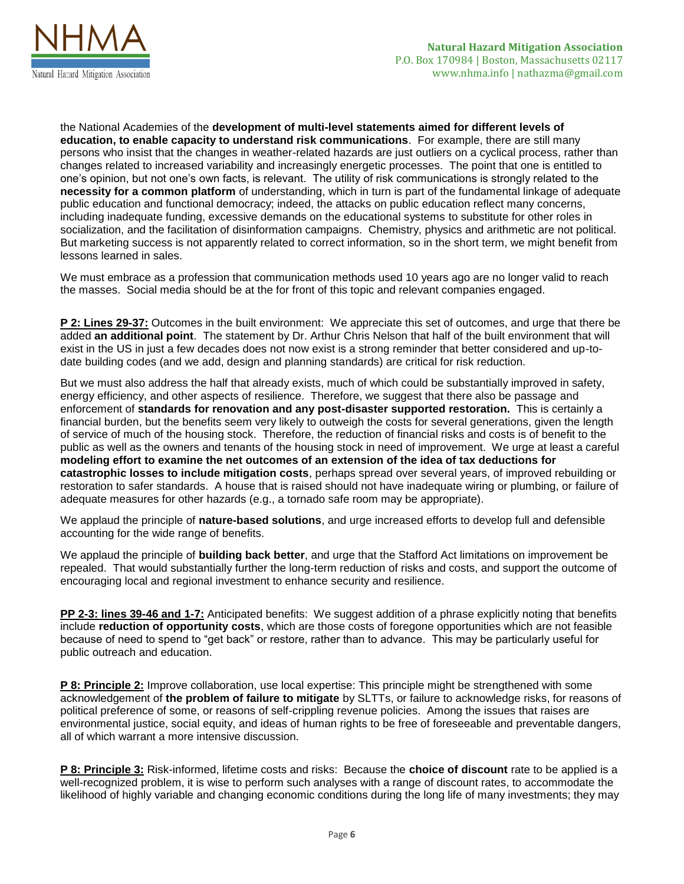the National Academies of the **development of multi-level statements aimed for different levels of education, to enable capacity to understand risk communications**. For example, there are still many persons who insist that the changes in weather-related hazards are just outliers on a cyclical process, rather than changes related to increased variability and increasingly energetic processes. The point that one is entitled to one's opinion, but not one's own facts, is relevant. The utility of risk communications is strongly related to the **necessity for a common platform** of understanding, which in turn is part of the fundamental linkage of adequate public education and functional democracy; indeed, the attacks on public education reflect many concerns, including inadequate funding, excessive demands on the educational systems to substitute for other roles in socialization, and the facilitation of disinformation campaigns. Chemistry, physics and arithmetic are not political. But marketing success is not apparently related to correct information, so in the short term, we might benefit from lessons learned in sales.

We must embrace as a profession that communication methods used 10 years ago are no longer valid to reach the masses. Social media should be at the for front of this topic and relevant companies engaged.

**P 2: Lines 29-37:** Outcomes in the built environment: We appreciate this set of outcomes, and urge that there be added **an additional point**. The statement by Dr. Arthur Chris Nelson that half of the built environment that will exist in the US in just a few decades does not now exist is a strong reminder that better considered and up-to-date building codes (and we add, design and planning standards) are critical for risk reduction.

But we must also address the half that already exists, much of which could be substantially improved in safety, energy efficiency, and other aspects of resilience. Therefore, we suggest that there also be passage and enforcement of **standards for renovation and any post-disaster supported restoration.** This is certainly a financial burden, but the benefits seem very likely to outweigh the costs for several generations, given the length of service of much of the housing stock. Therefore, the reduction of financial risks and costs is of benefit to the public as well as the owners and tenants of the housing stock in need of improvement. We urge at least a careful **modeling effort to examine the net outcomes of an extension of the idea of tax deductions for catastrophic losses to include mitigation costs**, perhaps spread over several years, of improved rebuilding or restoration to safer standards. A house that is raised should not have inadequate wiring or plumbing, or failure of adequate measures for other hazards (e.g., a tornado safe room may be appropriate).

We applaud the principle of **nature-based solutions**, and urge increased efforts to develop full and defensible accounting for the wide range of benefits.

We applaud the principle of **building back better**, and urge that the Stafford Act limitations on improvement be repealed. That would substantially further the long-term reduction of risks and costs, and support the outcome of encouraging local and regional investment to enhance security and resilience.

**PP 2-3: lines 39-46 and 1-7:** Anticipated benefits: We suggest addition of a phrase explicitly noting that benefits include **reduction of opportunity costs**, which are those costs of foregone opportunities which are not feasible because of need to spend to "get back" or restore, rather than to advance. This may be particularly useful for public outreach and education.

**P 8: Principle 2:** Improve collaboration, use local expertise: This principle might be strengthened with some acknowledgement of **the problem of failure to mitigate** by SLTTs, or failure to acknowledge risks, for reasons of political preference of some, or reasons of self-crippling revenue policies. Among the issues that raises are environmental justice, social equity, and ideas of human rights to be free of foreseeable and preventable dangers, all of which warrant a more intensive discussion.

**P 8: Principle 3:** Risk-informed, lifetime costs and risks: Because the **choice of discount** rate to be applied is a well-recognized problem, it is wise to perform such analyses with a range of discount rates, to accommodate the likelihood of highly variable and changing economic conditions during the long life of many investments; they may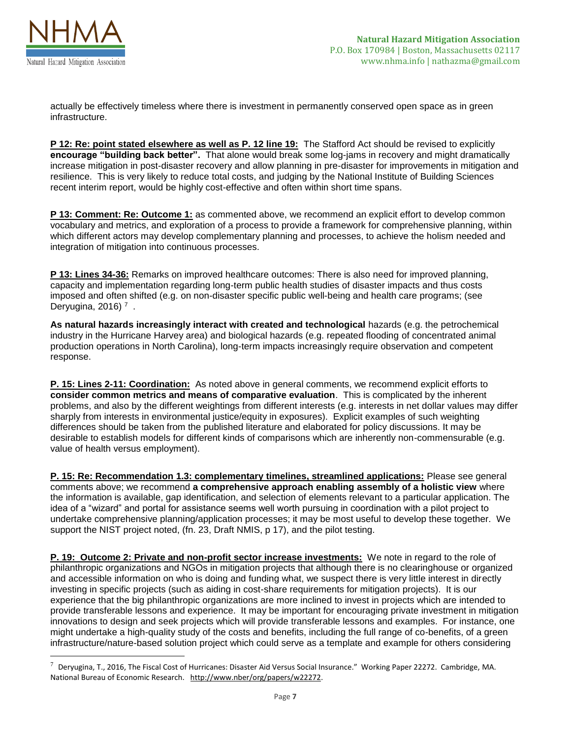actually be effectively timeless where there is investment in permanently conserved open space as in green infrastructure.

**P 12: Re: point stated elsewhere as well as P. 12 line 19:** The Stafford Act should be revised to explicitly **encourage "building back better".** That alone would break some log-jams in recovery and might dramatically increase mitigation in post-disaster recovery and allow planning in pre-disaster for improvements in mitigation and resilience. This is very likely to reduce total costs, and judging by the National Institute of Building Sciences recent interim report, would be highly cost-effective and often within short time spans.

**P 13: Comment: Re: Outcome 1:** as commented above, we recommend an explicit effort to develop common vocabulary and metrics, and exploration of a process to provide a framework for comprehensive planning, within which different actors may develop complementary planning and processes, to achieve the holism needed and integration of mitigation into continuous processes.

**P 13: Lines 34-36:** Remarks on improved healthcare outcomes: There is also need for improved planning, capacity and implementation regarding long-term public health studies of disaster impacts and thus costs imposed and often shifted (e.g. on non-disaster specific public well-being and health care programs; (see Deryugina, 2016) [7] .

**As natural hazards increasingly interact with created and technological** hazards (e.g. the petrochemical industry in the Hurricane Harvey area) and biological hazards (e.g. repeated flooding of concentrated animal production operations in North Carolina), long-term impacts increasingly require observation and competent response.

**P. 15: Lines 2-11: Coordination:** As noted above in general comments, we recommend explicit efforts to **consider common metrics and means of comparative evaluation**. This is complicated by the inherent problems, and also by the different weightings from different interests (e.g. interests in net dollar values may differ sharply from interests in environmental justice/equity in exposures). Explicit examples of such weighting differences should be taken from the published literature and elaborated for policy discussions. It may be desirable to establish models for different kinds of comparisons which are inherently non-commensurable (e.g. value of health versus employment).

**P. 15: Re: Recommendation 1.3: complementary timelines, streamlined applications:** Please see general comments above; we recommend **a comprehensive approach enabling assembly of a holistic view** where the information is available, gap identification, and selection of elements relevant to a particular application. The idea of a "wizard" and portal for assistance seems well worth pursuing in coordination with a pilot project to undertake comprehensive planning/application processes; it may be most useful to develop these together. We support the NIST project noted, (fn. 23, Draft NMIS, p 17), and the pilot testing.

**P. 19: Outcome 2: Private and non-profit sector increase investments:** We note in regard to the role of philanthropic organizations and NGOs in mitigation projects that although there is no clearinghouse or organized and accessible information on who is doing and funding what, we suspect there is very little interest in directly investing in specific projects (such as aiding in cost-share requirements for mitigation projects). It is our experience that the big philanthropic organizations are more inclined to invest in projects which are intended to provide transferable lessons and experience. It may be important for encouraging private investment in mitigation innovations to design and seek projects which will provide transferable lessons and examples. For instance, one might undertake a high-quality study of the costs and benefits, including the full range of co-benefits, of a green infrastructure/nature-based solution project which could serve as a template and example for others considering

[7] Deryugina, T., 2016, The Fiscal Cost of Hurricanes: Disaster Aid Versus Social Insurance." Working Paper 22272. Cambridge, MA. National Bureau of Economic Research. http://www.nber/org/papers/w22272.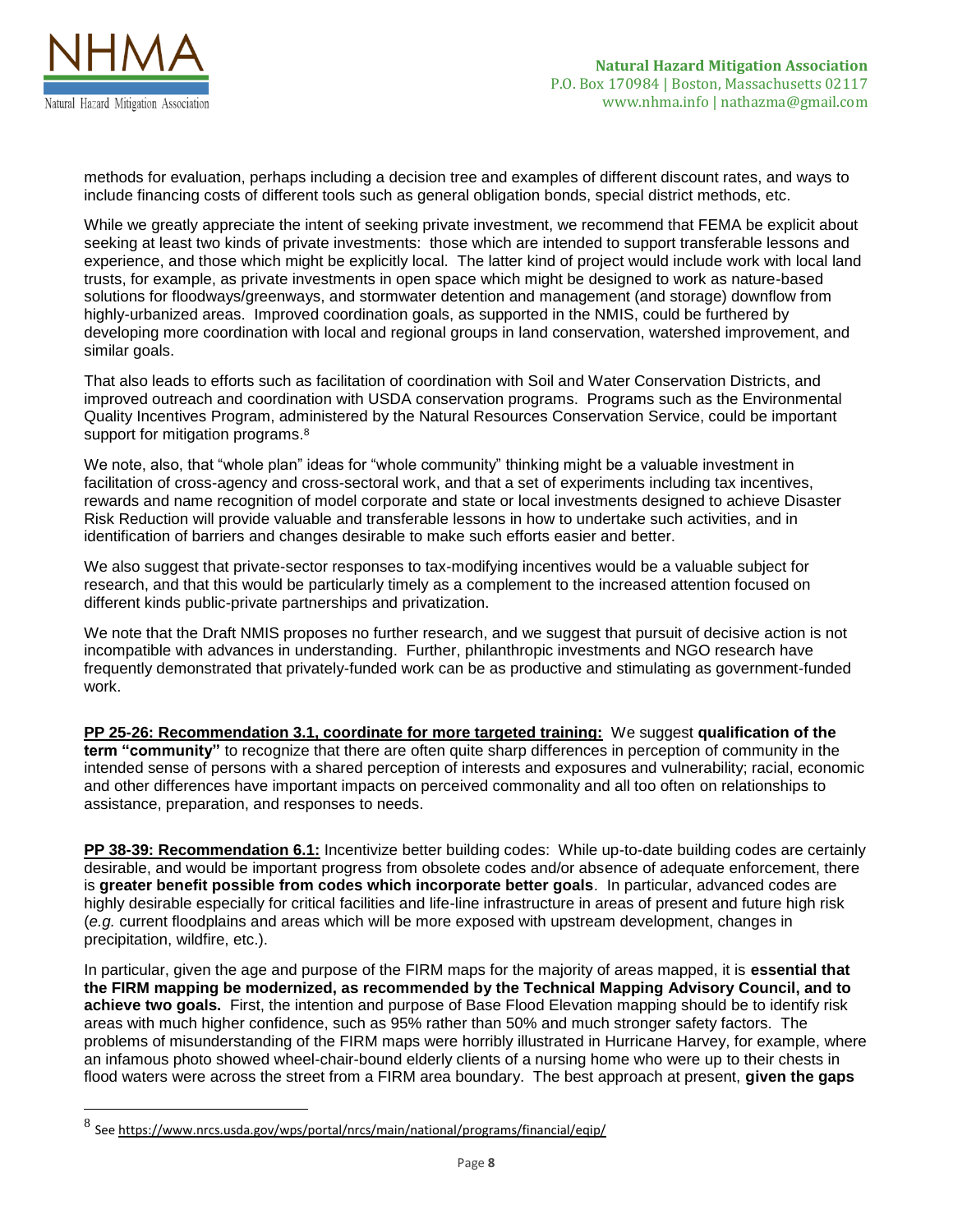methods for evaluation, perhaps including a decision tree and examples of different discount rates, and ways to include financing costs of different tools such as general obligation bonds, special district methods, etc.

While we greatly appreciate the intent of seeking private investment, we recommend that FEMA be explicit about seeking at least two kinds of private investments: those which are intended to support transferable lessons and experience, and those which might be explicitly local. The latter kind of project would include work with local land trusts, for example, as private investments in open space which might be designed to work as nature-based solutions for floodways/greenways, and stormwater detention and management (and storage) downflow from highly-urbanized areas. Improved coordination goals, as supported in the NMIS, could be furthered by developing more coordination with local and regional groups in land conservation, watershed improvement, and similar goals.

That also leads to efforts such as facilitation of coordination with Soil and Water Conservation Districts, and improved outreach and coordination with USDA conservation programs. Programs such as the Environmental Quality Incentives Program, administered by the Natural Resources Conservation Service, could be important support for mitigation programs.[8]

We note, also, that "whole plan" ideas for "whole community" thinking might be a valuable investment in facilitation of cross-agency and cross-sectoral work, and that a set of experiments including tax incentives, rewards and name recognition of model corporate and state or local investments designed to achieve Disaster Risk Reduction will provide valuable and transferable lessons in how to undertake such activities, and in identification of barriers and changes desirable to make such efforts easier and better.

We also suggest that private-sector responses to tax-modifying incentives would be a valuable subject for research, and that this would be particularly timely as a complement to the increased attention focused on different kinds public-private partnerships and privatization.

We note that the Draft NMIS proposes no further research, and we suggest that pursuit of decisive action is not incompatible with advances in understanding. Further, philanthropic investments and NGO research have frequently demonstrated that privately-funded work can be as productive and stimulating as government-funded work.

**PP 25-26: Recommendation 3.1, coordinate for more targeted training:** We suggest **qualification of the term "community"** to recognize that there are often quite sharp differences in perception of community in the intended sense of persons with a shared perception of interests and exposures and vulnerability; racial, economic and other differences have important impacts on perceived commonality and all too often on relationships to assistance, preparation, and responses to needs.

**PP 38-39: Recommendation 6.1:** Incentivize better building codes: While up-to-date building codes are certainly desirable, and would be important progress from obsolete codes and/or absence of adequate enforcement, there is **greater benefit possible from codes which incorporate better goals**. In particular, advanced codes are highly desirable especially for critical facilities and life-line infrastructure in areas of present and future high risk (*e.g.* current floodplains and areas which will be more exposed with upstream development, changes in precipitation, wildfire, etc.).

In particular, given the age and purpose of the FIRM maps for the majority of areas mapped, it is **essential that the FIRM mapping be modernized, as recommended by the Technical Mapping Advisory Council, and to achieve two goals.** First, the intention and purpose of Base Flood Elevation mapping should be to identify risk areas with much higher confidence, such as 95% rather than 50% and much stronger safety factors. The problems of misunderstanding of the FIRM maps were horribly illustrated in Hurricane Harvey, for example, where an infamous photo showed wheel-chair-bound elderly clients of a nursing home who were up to their chests in flood waters were across the street from a FIRM area boundary. The best approach at present, **given the gaps**

[8] See https://www.nrcs.usda.gov/wps/portal/nrcs/main/national/programs/financial/eqip/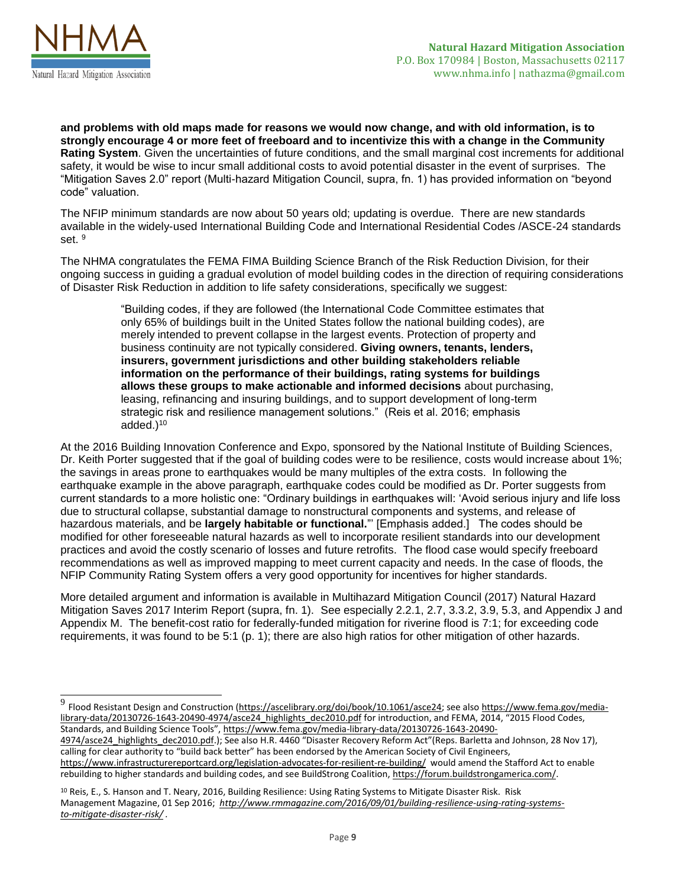**and problems with old maps made for reasons we would now change, and with old information, is to strongly encourage 4 or more feet of freeboard and to incentivize this with a change in the Community Rating System**. Given the uncertainties of future conditions, and the small marginal cost increments for additional safety, it would be wise to incur small additional costs to avoid potential disaster in the event of surprises. The "Mitigation Saves 2.0" report (Multi-hazard Mitigation Council, supra, fn. 1) has provided information on "beyond code" valuation.

The NFIP minimum standards are now about 50 years old; updating is overdue. There are new standards available in the widely-used International Building Code and International Residential Codes /ASCE-24 standards set. [9]

The NHMA congratulates the FEMA FIMA Building Science Branch of the Risk Reduction Division, for their ongoing success in guiding a gradual evolution of model building codes in the direction of requiring considerations of Disaster Risk Reduction in addition to life safety considerations, specifically we suggest:

> "Building codes, if they are followed (the International Code Committee estimates that only 65% of buildings built in the United States follow the national building codes), are merely intended to prevent collapse in the largest events. Protection of property and business continuity are not typically considered. **Giving owners, tenants, lenders, insurers, government jurisdictions and other building stakeholders reliable information on the performance of their buildings, rating systems for buildings allows these groups to make actionable and informed decisions** about purchasing, leasing, refinancing and insuring buildings, and to support development of long-term strategic risk and resilience management solutions." (Reis et al. 2016; emphasis added.)[10]

At the 2016 Building Innovation Conference and Expo, sponsored by the National Institute of Building Sciences, Dr. Keith Porter suggested that if the goal of building codes were to be resilience, costs would increase about 1%; the savings in areas prone to earthquakes would be many multiples of the extra costs. In following the earthquake example in the above paragraph, earthquake codes could be modified as Dr. Porter suggests from current standards to a more holistic one: "Ordinary buildings in earthquakes will: 'Avoid serious injury and life loss due to structural collapse, substantial damage to nonstructural components and systems, and release of hazardous materials, and be **largely habitable or functional.**'" [Emphasis added.] The codes should be modified for other foreseeable natural hazards as well to incorporate resilient standards into our development practices and avoid the costly scenario of losses and future retrofits. The flood case would specify freeboard recommendations as well as improved mapping to meet current capacity and needs. In the case of floods, the NFIP Community Rating System offers a very good opportunity for incentives for higher standards.

More detailed argument and information is available in Multihazard Mitigation Council (2017) Natural Hazard Mitigation Saves 2017 Interim Report (supra, fn. 1). See especially 2.2.1, 2.7, 3.3.2, 3.9, 5.3, and Appendix J and Appendix M. The benefit-cost ratio for federally-funded mitigation for riverine flood is 7:1; for exceeding code requirements, it was found to be 5:1 (p. 1); there are also high ratios for other mitigation of other hazards.

---

[9] Flood Resistant Design and Construction (https://ascelibrary.org/doi/book/10.1061/asce24; see also https://www.fema.gov/media-library-data/20130726-1643-20490-4974/asce24_highlights_dec2010.pdf for introduction, and FEMA, 2014, "2015 Flood Codes, Standards, and Building Science Tools", https://www.fema.gov/media-library-data/20130726-1643-20490-4974/asce24_highlights_dec2010.pdf.); See also H.R. 4460 "Disaster Recovery Reform Act"(Reps. Barletta and Johnson, 28 Nov 17), calling for clear authority to "build back better" has been endorsed by the American Society of Civil Engineers, https://www.infrastructurereportcard.org/legislation-advocates-for-resilient-re-building/ would amend the Stafford Act to enable rebuilding to higher standards and building codes, and see BuildStrong Coalition, https://forum.buildstrongamerica.com/.

[10] Reis, E., S. Hanson and T. Neary, 2016, Building Resilience: Using Rating Systems to Mitigate Disaster Risk. Risk Management Magazine, 01 Sep 2016; *http://www.rmmagazine.com/2016/09/01/building-resilience-using-rating-systems-to-mitigate-disaster-risk/* .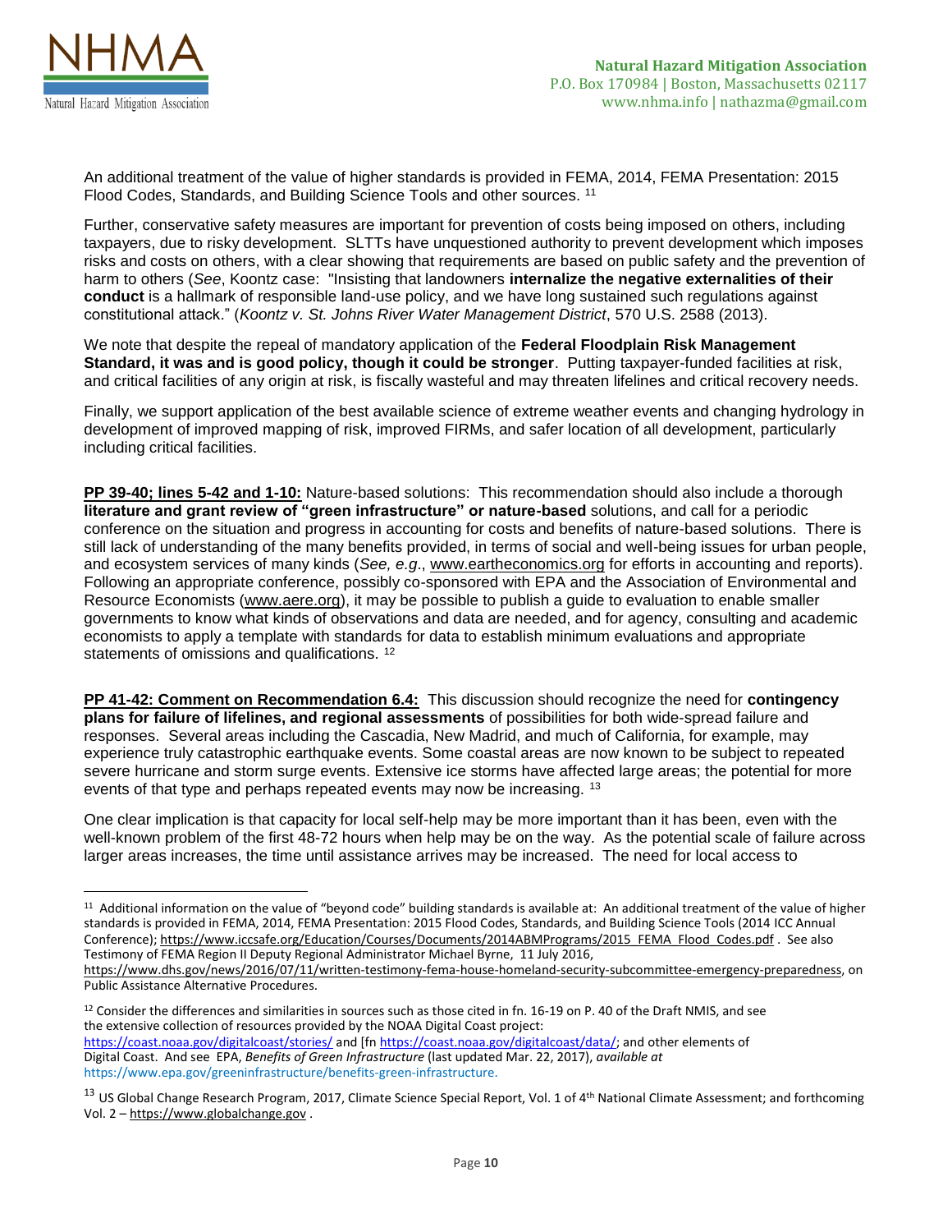An additional treatment of the value of higher standards is provided in FEMA, 2014, FEMA Presentation: 2015 Flood Codes, Standards, and Building Science Tools and other sources. [11]

Further, conservative safety measures are important for prevention of costs being imposed on others, including taxpayers, due to risky development. SLTTs have unquestioned authority to prevent development which imposes risks and costs on others, with a clear showing that requirements are based on public safety and the prevention of harm to others (*See*, Koontz case: "Insisting that landowners **internalize the negative externalities of their conduct** is a hallmark of responsible land-use policy, and we have long sustained such regulations against constitutional attack." (*Koontz v. St. Johns River Water Management District*, 570 U.S. 2588 (2013).

We note that despite the repeal of mandatory application of the **Federal Floodplain Risk Management Standard, it was and is good policy, though it could be stronger**. Putting taxpayer-funded facilities at risk, and critical facilities of any origin at risk, is fiscally wasteful and may threaten lifelines and critical recovery needs.

Finally, we support application of the best available science of extreme weather events and changing hydrology in development of improved mapping of risk, improved FIRMs, and safer location of all development, particularly including critical facilities.

**PP 39-40; lines 5-42 and 1-10:** Nature-based solutions: This recommendation should also include a thorough **literature and grant review of "green infrastructure" or nature-based** solutions, and call for a periodic conference on the situation and progress in accounting for costs and benefits of nature-based solutions. There is still lack of understanding of the many benefits provided, in terms of social and well-being issues for urban people, and ecosystem services of many kinds (*See, e.g*., www.eartheconomics.org for efforts in accounting and reports). Following an appropriate conference, possibly co-sponsored with EPA and the Association of Environmental and Resource Economists (www.aere.org), it may be possible to publish a guide to evaluation to enable smaller governments to know what kinds of observations and data are needed, and for agency, consulting and academic economists to apply a template with standards for data to establish minimum evaluations and appropriate statements of omissions and qualifications. [12]

**PP 41-42: Comment on Recommendation 6.4:** This discussion should recognize the need for **contingency plans for failure of lifelines, and regional assessments** of possibilities for both wide-spread failure and responses. Several areas including the Cascadia, New Madrid, and much of California, for example, may experience truly catastrophic earthquake events. Some coastal areas are now known to be subject to repeated severe hurricane and storm surge events. Extensive ice storms have affected large areas; the potential for more events of that type and perhaps repeated events may now be increasing. [13]

One clear implication is that capacity for local self-help may be more important than it has been, even with the well-known problem of the first 48-72 hours when help may be on the way. As the potential scale of failure across larger areas increases, the time until assistance arrives may be increased. The need for local access to

---

[11] Additional information on the value of "beyond code" building standards is available at: An additional treatment of the value of higher standards is provided in FEMA, 2014, FEMA Presentation: 2015 Flood Codes, Standards, and Building Science Tools (2014 ICC Annual Conference); https://www.iccsafe.org/Education/Courses/Documents/2014ABMPrograms/2015_FEMA_Flood_Codes.pdf . See also Testimony of FEMA Region II Deputy Regional Administrator Michael Byrne, 11 July 2016, https://www.dhs.gov/news/2016/07/11/written-testimony-fema-house-homeland-security-subcommittee-emergency-preparedness, on Public Assistance Alternative Procedures.

[12] Consider the differences and similarities in sources such as those cited in fn. 16-19 on P. 40 of the Draft NMIS, and see the extensive collection of resources provided by the NOAA Digital Coast project: https://coast.noaa.gov/digitalcoast/stories/ and [fn https://coast.noaa.gov/digitalcoast/data/; and other elements of Digital Coast. And see EPA, *Benefits of Green Infrastructure* (last updated Mar. 22, 2017), *available at* https://www.epa.gov/greeninfrastructure/benefits-green-infrastructure.

[13] US Global Change Research Program, 2017, Climate Science Special Report, Vol. 1 of 4th National Climate Assessment; and forthcoming Vol. 2 – https://www.globalchange.gov .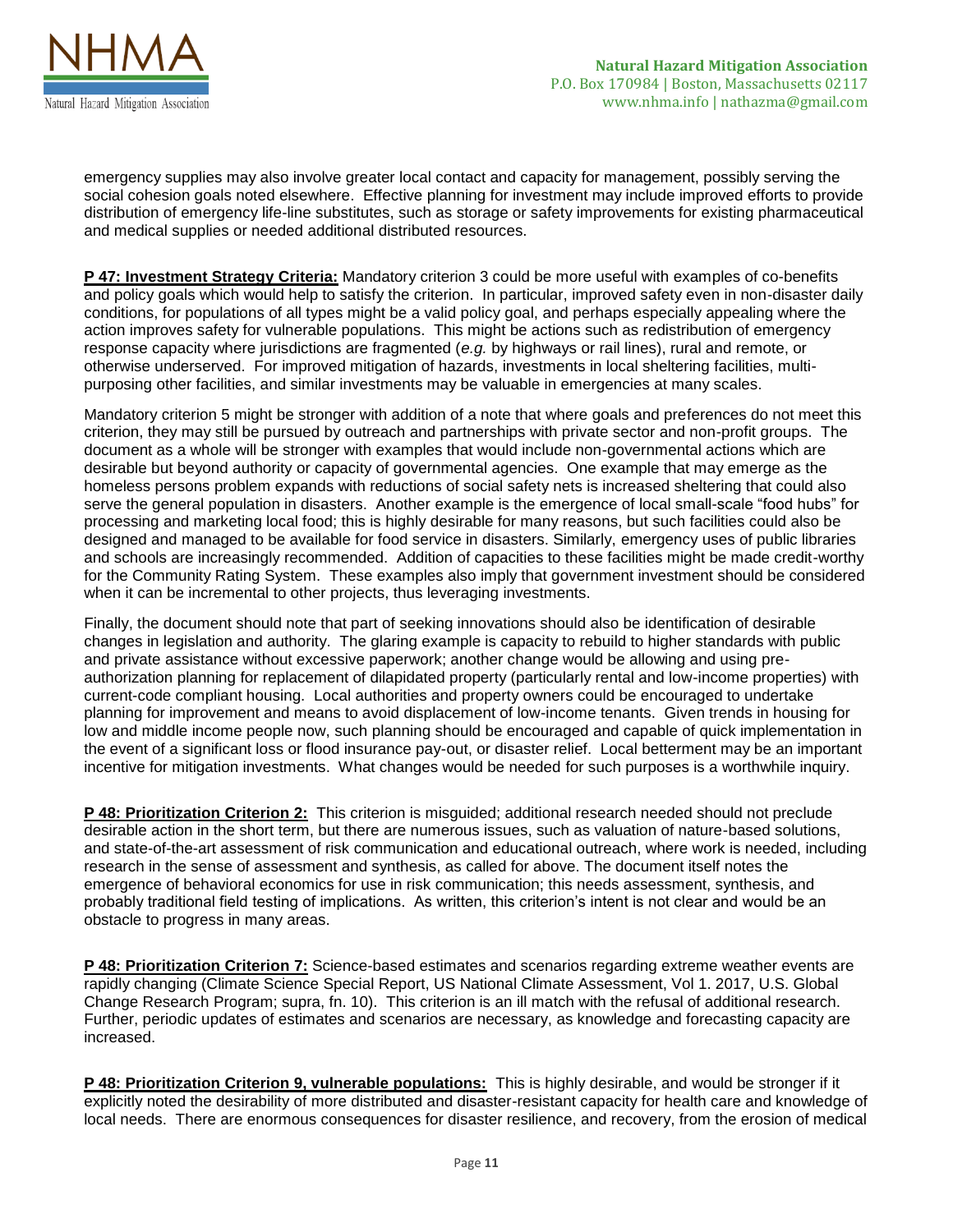emergency supplies may also involve greater local contact and capacity for management, possibly serving the social cohesion goals noted elsewhere. Effective planning for investment may include improved efforts to provide distribution of emergency life-line substitutes, such as storage or safety improvements for existing pharmaceutical and medical supplies or needed additional distributed resources.

**P 47: Investment Strategy Criteria:** Mandatory criterion 3 could be more useful with examples of co-benefits and policy goals which would help to satisfy the criterion. In particular, improved safety even in non-disaster daily conditions, for populations of all types might be a valid policy goal, and perhaps especially appealing where the action improves safety for vulnerable populations. This might be actions such as redistribution of emergency response capacity where jurisdictions are fragmented (*e.g.* by highways or rail lines), rural and remote, or otherwise underserved. For improved mitigation of hazards, investments in local sheltering facilities, multi-purposing other facilities, and similar investments may be valuable in emergencies at many scales.

Mandatory criterion 5 might be stronger with addition of a note that where goals and preferences do not meet this criterion, they may still be pursued by outreach and partnerships with private sector and non-profit groups. The document as a whole will be stronger with examples that would include non-governmental actions which are desirable but beyond authority or capacity of governmental agencies. One example that may emerge as the homeless persons problem expands with reductions of social safety nets is increased sheltering that could also serve the general population in disasters. Another example is the emergence of local small-scale "food hubs" for processing and marketing local food; this is highly desirable for many reasons, but such facilities could also be designed and managed to be available for food service in disasters. Similarly, emergency uses of public libraries and schools are increasingly recommended. Addition of capacities to these facilities might be made credit-worthy for the Community Rating System. These examples also imply that government investment should be considered when it can be incremental to other projects, thus leveraging investments.

Finally, the document should note that part of seeking innovations should also be identification of desirable changes in legislation and authority. The glaring example is capacity to rebuild to higher standards with public and private assistance without excessive paperwork; another change would be allowing and using pre-authorization planning for replacement of dilapidated property (particularly rental and low-income properties) with current-code compliant housing. Local authorities and property owners could be encouraged to undertake planning for improvement and means to avoid displacement of low-income tenants. Given trends in housing for low and middle income people now, such planning should be encouraged and capable of quick implementation in the event of a significant loss or flood insurance pay-out, or disaster relief. Local betterment may be an important incentive for mitigation investments. What changes would be needed for such purposes is a worthwhile inquiry.

**P 48: Prioritization Criterion 2:** This criterion is misguided; additional research needed should not preclude desirable action in the short term, but there are numerous issues, such as valuation of nature-based solutions, and state-of-the-art assessment of risk communication and educational outreach, where work is needed, including research in the sense of assessment and synthesis, as called for above. The document itself notes the emergence of behavioral economics for use in risk communication; this needs assessment, synthesis, and probably traditional field testing of implications. As written, this criterion's intent is not clear and would be an obstacle to progress in many areas.

**P 48: Prioritization Criterion 7:** Science-based estimates and scenarios regarding extreme weather events are rapidly changing (Climate Science Special Report, US National Climate Assessment, Vol 1. 2017, U.S. Global Change Research Program; supra, fn. 10). This criterion is an ill match with the refusal of additional research. Further, periodic updates of estimates and scenarios are necessary, as knowledge and forecasting capacity are increased.

**P 48: Prioritization Criterion 9, vulnerable populations:** This is highly desirable, and would be stronger if it explicitly noted the desirability of more distributed and disaster-resistant capacity for health care and knowledge of local needs. There are enormous consequences for disaster resilience, and recovery, from the erosion of medical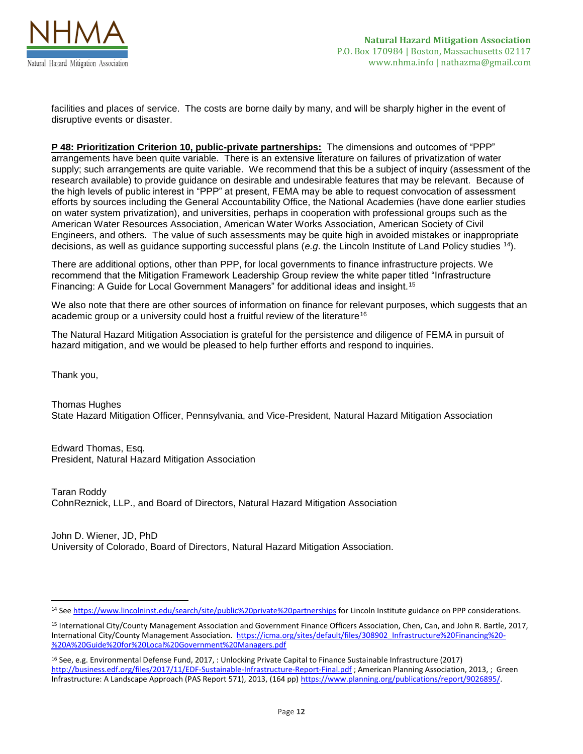facilities and places of service. The costs are borne daily by many, and will be sharply higher in the event of disruptive events or disaster.

**P 48: Prioritization Criterion 10, public-private partnerships:** The dimensions and outcomes of "PPP" arrangements have been quite variable. There is an extensive literature on failures of privatization of water supply; such arrangements are quite variable. We recommend that this be a subject of inquiry (assessment of the research available) to provide guidance on desirable and undesirable features that may be relevant. Because of the high levels of public interest in "PPP" at present, FEMA may be able to request convocation of assessment efforts by sources including the General Accountability Office, the National Academies (have done earlier studies on water system privatization), and universities, perhaps in cooperation with professional groups such as the American Water Resources Association, American Water Works Association, American Society of Civil Engineers, and others. The value of such assessments may be quite high in avoided mistakes or inappropriate decisions, as well as guidance supporting successful plans (*e.g*. the Lincoln Institute of Land Policy studies [14]).

There are additional options, other than PPP, for local governments to finance infrastructure projects. We recommend that the Mitigation Framework Leadership Group review the white paper titled "Infrastructure Financing: A Guide for Local Government Managers" for additional ideas and insight.[15]

We also note that there are other sources of information on finance for relevant purposes, which suggests that an academic group or a university could host a fruitful review of the literature[16]

The Natural Hazard Mitigation Association is grateful for the persistence and diligence of FEMA in pursuit of hazard mitigation, and we would be pleased to help further efforts and respond to inquiries.

Thank you,

Thomas Hughes
State Hazard Mitigation Officer, Pennsylvania, and Vice-President, Natural Hazard Mitigation Association

Edward Thomas, Esq.
President, Natural Hazard Mitigation Association

Taran Roddy
CohnReznick, LLP., and Board of Directors, Natural Hazard Mitigation Association

John D. Wiener, JD, PhD
University of Colorado, Board of Directors, Natural Hazard Mitigation Association.

---

[14] See https://www.lincolninst.edu/search/site/public%20private%20partnerships for Lincoln Institute guidance on PPP considerations.

[15] International City/County Management Association and Government Finance Officers Association, Chen, Can, and John R. Bartle, 2017, International City/County Management Association. https://icma.org/sites/default/files/308902_Infrastructure%20Financing%20-%20A%20Guide%20for%20Local%20Government%20Managers.pdf

[16] See, e.g. Environmental Defense Fund, 2017, : Unlocking Private Capital to Finance Sustainable Infrastructure (2017) http://business.edf.org/files/2017/11/EDF-Sustainable-Infrastructure-Report-Final.pdf ; American Planning Association, 2013, ; Green Infrastructure: A Landscape Approach (PAS Report 571), 2013, (164 pp) https://www.planning.org/publications/report/9026895/.